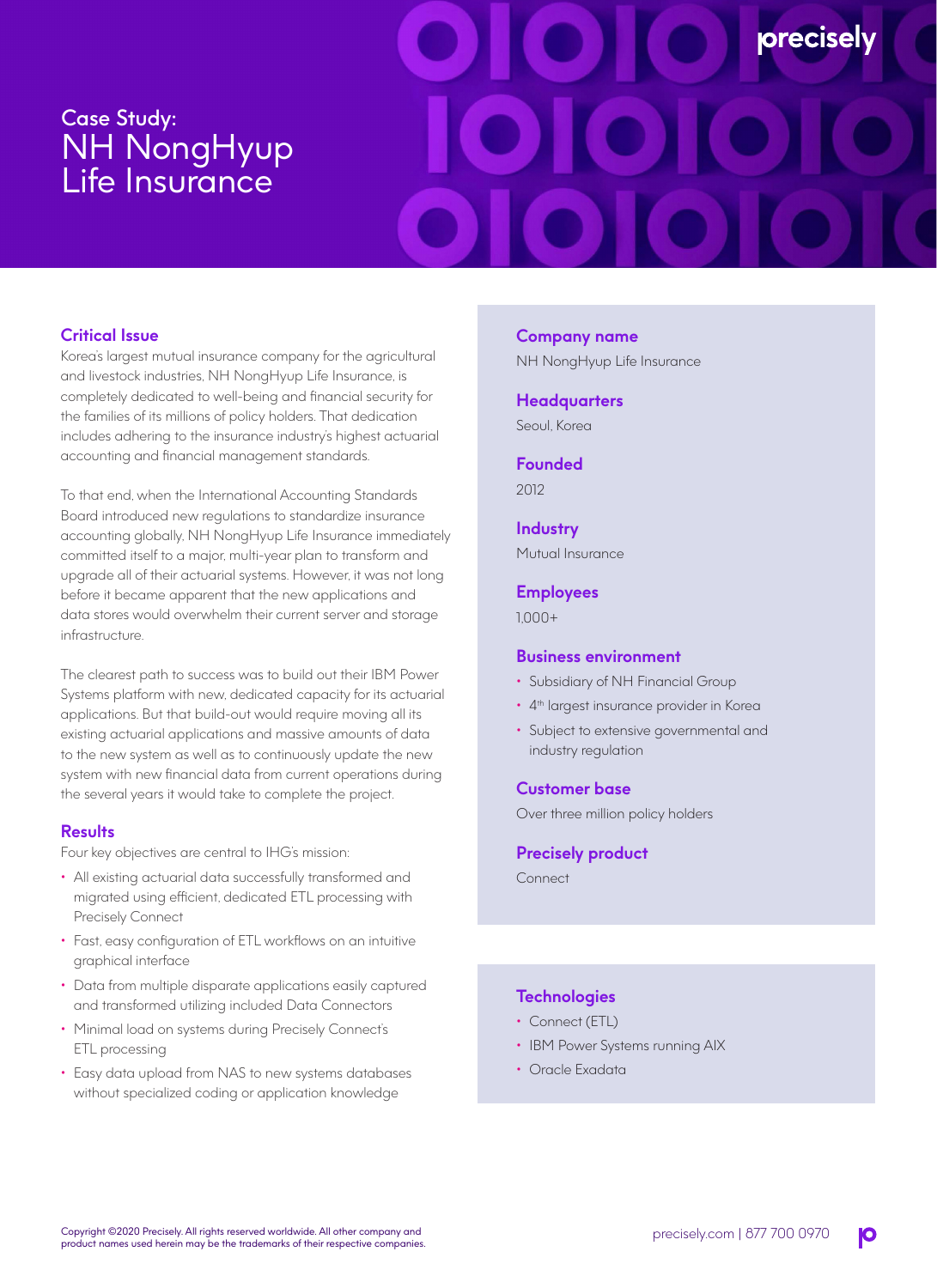# Case Study: NH NongHyup Life Insurance

## Critical Issue

Korea's largest mutual insurance company for the agricultural and livestock industries, NH NongHyup Life Insurance, is completely dedicated to well-being and financial security for the families of its millions of policy holders. That dedication includes adhering to the insurance industry's highest actuarial accounting and financial management standards.

To that end, when the International Accounting Standards Board introduced new regulations to standardize insurance accounting globally, NH NongHyup Life Insurance immediately committed itself to a major, multi-year plan to transform and upgrade all of their actuarial systems. However, it was not long before it became apparent that the new applications and data stores would overwhelm their current server and storage infrastructure.

The clearest path to success was to build out their IBM Power Systems platform with new, dedicated capacity for its actuarial applications. But that build-out would require moving all its existing actuarial applications and massive amounts of data to the new system as well as to continuously update the new system with new financial data from current operations during the several years it would take to complete the project.

## Results

Four key objectives are central to IHG's mission:

- All existing actuarial data successfully transformed and migrated using efficient, dedicated ETL processing with Precisely Connect
- Fast, easy configuration of ETL workflows on an intuitive graphical interface
- Data from multiple disparate applications easily captured and transformed utilizing included Data Connectors
- Minimal load on systems during Precisely Connect's ETL processing
- Easy data upload from NAS to new systems databases without specialized coding or application knowledge

### Company name

NH NongHyup Life Insurance

### Headquarters

Seoul, Korea

### Founded

2012

### Industry

Mutual Insurance

### Employees

1,000+

### Business environment

- Subsidiary of NH Financial Group
- 4th largest insurance provider in Korea
- Subject to extensive governmental and industry regulation

### Customer base

Over three million policy holders

### Precisely product

Connect

### Technologies

- Connect (ETL)
- IBM Power Systems running AIX
- Oracle Exadata

Copyright ©2020 Precisely. All rights reserved worldwide. All other company and product names used herein may be the trademarks of their respective companies.

precisely.com | 877 700 0970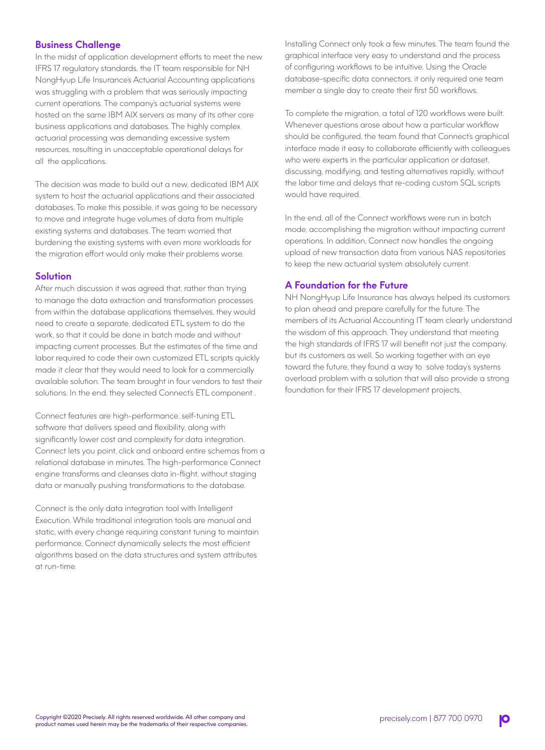## Business Challenge

In the midst of application development efforts to meet the new IFRS 17 regulatory standards, the IT team responsible for NH NongHyup Life Insurance's Actuarial Accounting applications was struggling with a problem that was seriously impacting current operations. The company's actuarial systems were hosted on the same IBM AIX servers as many of its other core business applications and databases. The highly complex actuarial processing was demanding excessive system resources, resulting in unacceptable operational delays for all the applications.

The decision was made to build out a new, dedicated IBM AIX system to host the actuarial applications and their associated databases. To make this possible, it was going to be necessary to move and integrate huge volumes of data from multiple existing systems and databases. The team worried that burdening the existing systems with even more workloads for the migration effort would only make their problems worse.

## Solution

After much discussion it was agreed that, rather than trying to manage the data extraction and transformation processes from within the database applications themselves, they would need to create a separate, dedicated ETL system to do the work, so that it could be done in batch mode and without impacting current processes. But the estimates of the time and labor required to code their own customized ETL scripts quickly made it clear that they would need to look for a commercially available solution. The team brought in four vendors to test their solutions. In the end, they selected Connect's ETL component .

Connect features are high-performance, self-tuning ETL software that delivers speed and flexibility, along with significantly lower cost and complexity for data integration. Connect lets you point, click and onboard entire schemas from a relational database in minutes. The high-performance Connect engine transforms and cleanses data in-flight, without staging data or manually pushing transformations to the database.

Connect is the only data integration tool with Intelligent Execution. While traditional integration tools are manual and static, with every change requiring constant tuning to maintain performance, Connect dynamically selects the most efficient algorithms based on the data structures and system attributes at run-time.

Installing Connect only took a few minutes. The team found the graphical interface very easy to understand and the process of configuring workflows to be intuitive. Using the Oracle database-specific data connectors, it only required one team member a single day to create their first 50 workflows.

To complete the migration, a total of 120 workflows were built. Whenever questions arose about how a particular workflow should be configured, the team found that Connect's graphical interface made it easy to collaborate efficiently with colleagues who were experts in the particular application or dataset, discussing, modifying, and testing alternatives rapidly, without the labor time and delays that re-coding custom SQL scripts would have required.

In the end, all of the Connect workflows were run in batch mode, accomplishing the migration without impacting current operations. In addition, Connect now handles the ongoing upload of new transaction data from various NAS repositories to keep the new actuarial system absolutely current.

## A Foundation for the Future

NH NongHyup Life Insurance has always helped its customers to plan ahead and prepare carefully for the future. The members of its Actuarial Accounting IT team clearly understand the wisdom of this approach. They understand that meeting the high standards of IFRS 17 will benefit not just the company, but its customers as well. So working together with an eye toward the future, they found a way to solve today's systems overload problem with a solution that will also provide a strong foundation for their IFRS 17 development projects.

Copyright ©2020 Precisely. All rights reserved worldwide. All other company and product names used herein may be the trademarks of their respective companies.

precisely.com | 877 700 0970